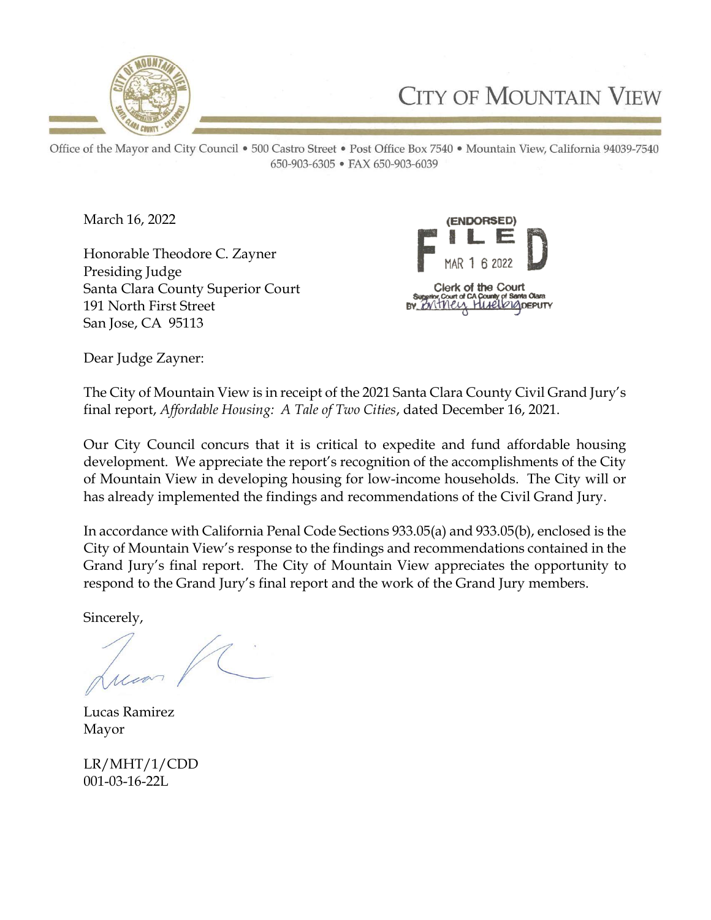# CITY OF MOUNTAIN VIEW

Office of the Mayor and City Council • 500 Castro Street • Post Office Box 7540 • Mountain View, California 94039-7540
650-903-6305 • FAX 650-903-6039

March 16, 2022

(ENDORSED)
FILED
MAR 16 2022
Clerk of the Court
Superior Court of CA County of Santa Clara
BY Britney Huelbig DEPUTY

Honorable Theodore C. Zayner
Presiding Judge
Santa Clara County Superior Court
191 North First Street
San Jose, CA 95113

Dear Judge Zayner:

The City of Mountain View is in receipt of the 2021 Santa Clara County Civil Grand Jury's final report, *Affordable Housing: A Tale of Two Cities*, dated December 16, 2021.

Our City Council concurs that it is critical to expedite and fund affordable housing development. We appreciate the report's recognition of the accomplishments of the City of Mountain View in developing housing for low-income households. The City will or has already implemented the findings and recommendations of the Civil Grand Jury.

In accordance with California Penal Code Sections 933.05(a) and 933.05(b), enclosed is the City of Mountain View's response to the findings and recommendations contained in the Grand Jury's final report. The City of Mountain View appreciates the opportunity to respond to the Grand Jury's final report and the work of the Grand Jury members.

Sincerely,

Lucas Ramirez
Mayor

LR/MHT/1/CDD
001-03-16-22L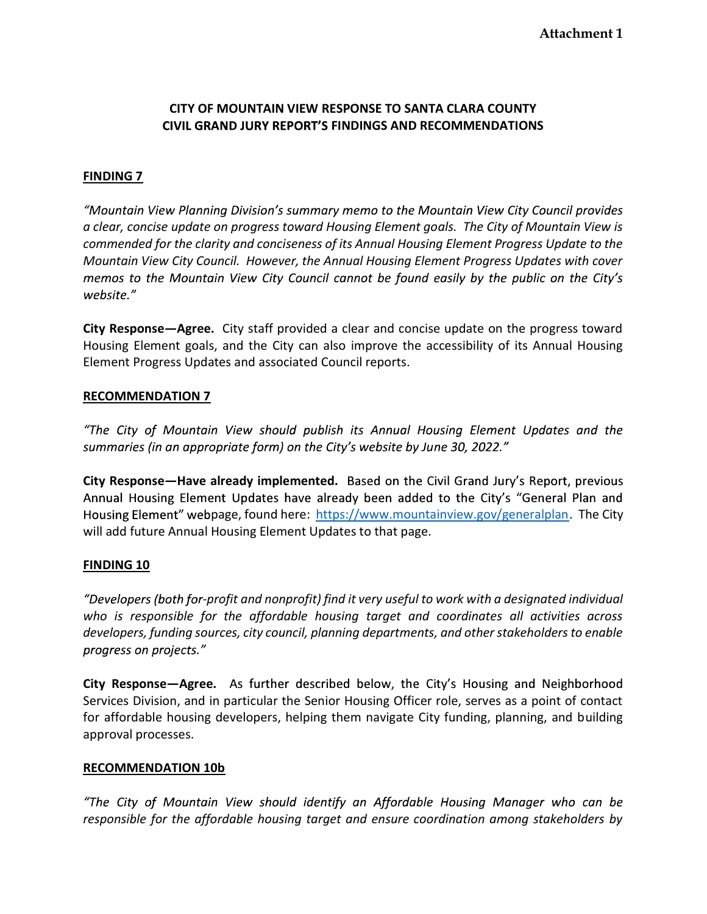**Attachment 1**

**CITY OF MOUNTAIN VIEW RESPONSE TO SANTA CLARA COUNTY CIVIL GRAND JURY REPORT'S FINDINGS AND RECOMMENDATIONS**

**FINDING 7**

*"Mountain View Planning Division's summary memo to the Mountain View City Council provides a clear, concise update on progress toward Housing Element goals. The City of Mountain View is commended for the clarity and conciseness of its Annual Housing Element Progress Update to the Mountain View City Council. However, the Annual Housing Element Progress Updates with cover memos to the Mountain View City Council cannot be found easily by the public on the City's website."*

**City Response—Agree.** City staff provided a clear and concise update on the progress toward Housing Element goals, and the City can also improve the accessibility of its Annual Housing Element Progress Updates and associated Council reports.

**RECOMMENDATION 7**

*"The City of Mountain View should publish its Annual Housing Element Updates and the summaries (in an appropriate form) on the City's website by June 30, 2022."*

**City Response—Have already implemented.** Based on the Civil Grand Jury's Report, previous Annual Housing Element Updates have already been added to the City's "General Plan and Housing Element" webpage, found here: https://www.mountainview.gov/generalplan. The City will add future Annual Housing Element Updates to that page.

**FINDING 10**

*"Developers (both for-profit and nonprofit) find it very useful to work with a designated individual who is responsible for the affordable housing target and coordinates all activities across developers, funding sources, city council, planning departments, and other stakeholders to enable progress on projects."*

**City Response—Agree.** As further described below, the City's Housing and Neighborhood Services Division, and in particular the Senior Housing Officer role, serves as a point of contact for affordable housing developers, helping them navigate City funding, planning, and building approval processes.

**RECOMMENDATION 10b**

*"The City of Mountain View should identify an Affordable Housing Manager who can be responsible for the affordable housing target and ensure coordination among stakeholders by*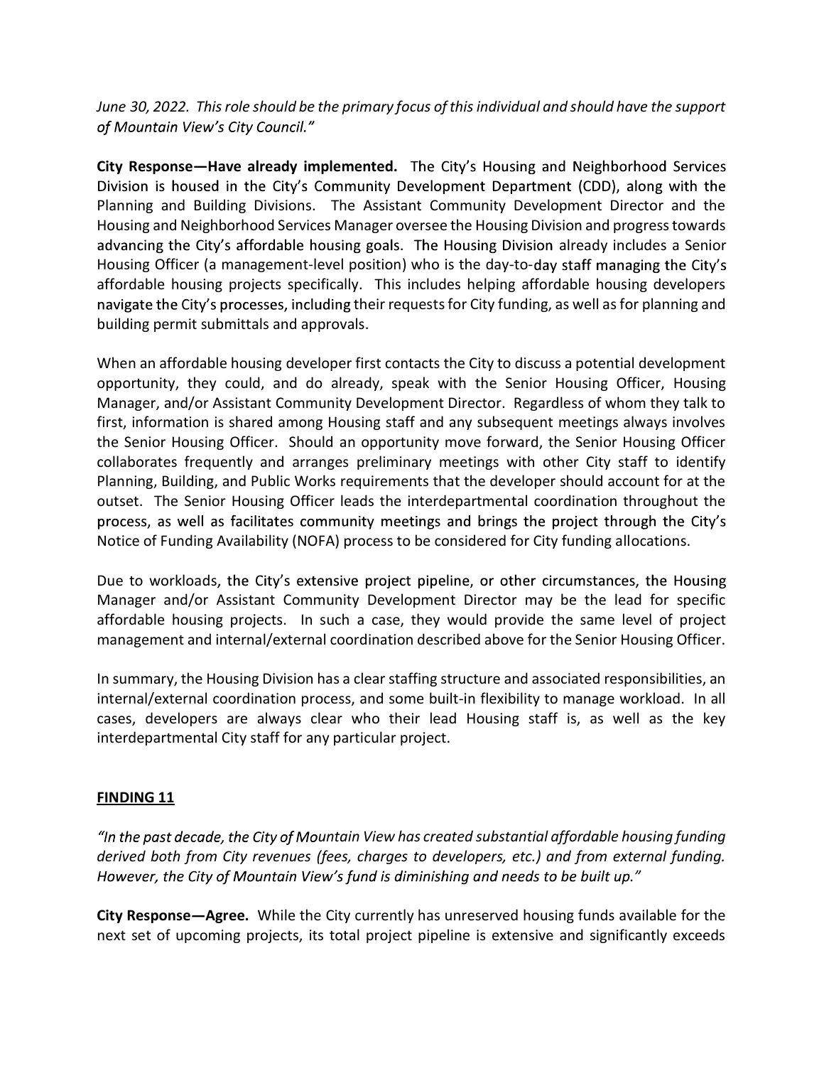*June 30, 2022. This role should be the primary focus of this individual and should have the support of Mountain View's City Council."*

**City Response—Have already implemented.** The City's Housing and Neighborhood Services Division is housed in the City's Community Development Department (CDD), along with the Planning and Building Divisions. The Assistant Community Development Director and the Housing and Neighborhood Services Manager oversee the Housing Division and progress towards advancing the City's affordable housing goals. The Housing Division already includes a Senior Housing Officer (a management-level position) who is the day-to-day staff managing the City's affordable housing projects specifically. This includes helping affordable housing developers navigate the City's processes, including their requests for City funding, as well as for planning and building permit submittals and approvals.

When an affordable housing developer first contacts the City to discuss a potential development opportunity, they could, and do already, speak with the Senior Housing Officer, Housing Manager, and/or Assistant Community Development Director. Regardless of whom they talk to first, information is shared among Housing staff and any subsequent meetings always involves the Senior Housing Officer. Should an opportunity move forward, the Senior Housing Officer collaborates frequently and arranges preliminary meetings with other City staff to identify Planning, Building, and Public Works requirements that the developer should account for at the outset. The Senior Housing Officer leads the interdepartmental coordination throughout the process, as well as facilitates community meetings and brings the project through the City's Notice of Funding Availability (NOFA) process to be considered for City funding allocations.

Due to workloads, the City's extensive project pipeline, or other circumstances, the Housing Manager and/or Assistant Community Development Director may be the lead for specific affordable housing projects. In such a case, they would provide the same level of project management and internal/external coordination described above for the Senior Housing Officer.

In summary, the Housing Division has a clear staffing structure and associated responsibilities, an internal/external coordination process, and some built-in flexibility to manage workload. In all cases, developers are always clear who their lead Housing staff is, as well as the key interdepartmental City staff for any particular project.

## FINDING 11

*"In the past decade, the City of Mountain View has created substantial affordable housing funding derived both from City revenues (fees, charges to developers, etc.) and from external funding. However, the City of Mountain View's fund is diminishing and needs to be built up."*

**City Response—Agree.** While the City currently has unreserved housing funds available for the next set of upcoming projects, its total project pipeline is extensive and significantly exceeds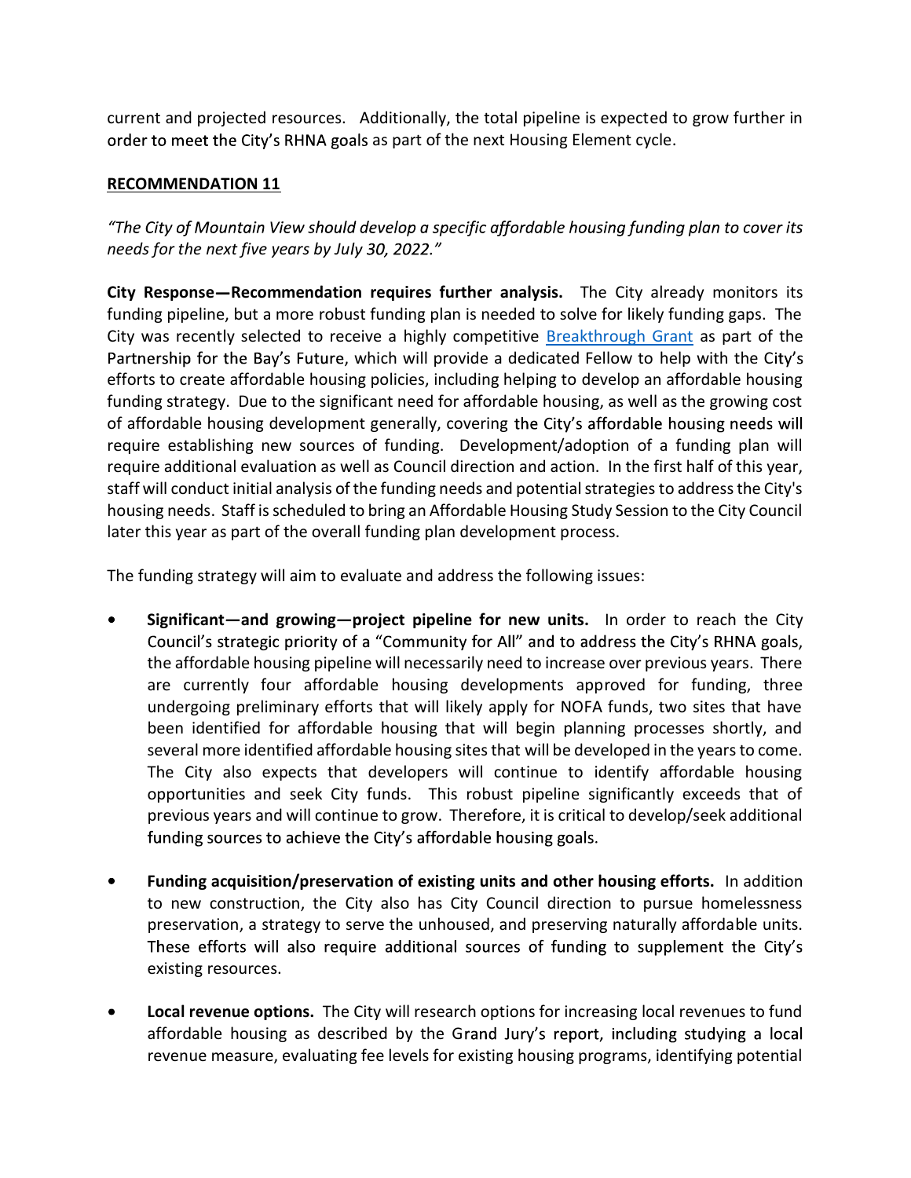current and projected resources. Additionally, the total pipeline is expected to grow further in order to meet the City's RHNA goals as part of the next Housing Element cycle.

**RECOMMENDATION 11**

*"The City of Mountain View should develop a specific affordable housing funding plan to cover its needs for the next five years by July 30, 2022."*

**City Response—Recommendation requires further analysis.** The City already monitors its funding pipeline, but a more robust funding plan is needed to solve for likely funding gaps. The City was recently selected to receive a highly competitive Breakthrough Grant as part of the Partnership for the Bay's Future, which will provide a dedicated Fellow to help with the City's efforts to create affordable housing policies, including helping to develop an affordable housing funding strategy. Due to the significant need for affordable housing, as well as the growing cost of affordable housing development generally, covering the City's affordable housing needs will require establishing new sources of funding. Development/adoption of a funding plan will require additional evaluation as well as Council direction and action. In the first half of this year, staff will conduct initial analysis of the funding needs and potential strategies to address the City's housing needs. Staff is scheduled to bring an Affordable Housing Study Session to the City Council later this year as part of the overall funding plan development process.

The funding strategy will aim to evaluate and address the following issues:

- **Significant—and growing—project pipeline for new units.** In order to reach the City Council's strategic priority of a "Community for All" and to address the City's RHNA goals, the affordable housing pipeline will necessarily need to increase over previous years. There are currently four affordable housing developments approved for funding, three undergoing preliminary efforts that will likely apply for NOFA funds, two sites that have been identified for affordable housing that will begin planning processes shortly, and several more identified affordable housing sites that will be developed in the years to come. The City also expects that developers will continue to identify affordable housing opportunities and seek City funds. This robust pipeline significantly exceeds that of previous years and will continue to grow. Therefore, it is critical to develop/seek additional funding sources to achieve the City's affordable housing goals.

- **Funding acquisition/preservation of existing units and other housing efforts.** In addition to new construction, the City also has City Council direction to pursue homelessness preservation, a strategy to serve the unhoused, and preserving naturally affordable units. These efforts will also require additional sources of funding to supplement the City's existing resources.

- **Local revenue options.** The City will research options for increasing local revenues to fund affordable housing as described by the Grand Jury's report, including studying a local revenue measure, evaluating fee levels for existing housing programs, identifying potential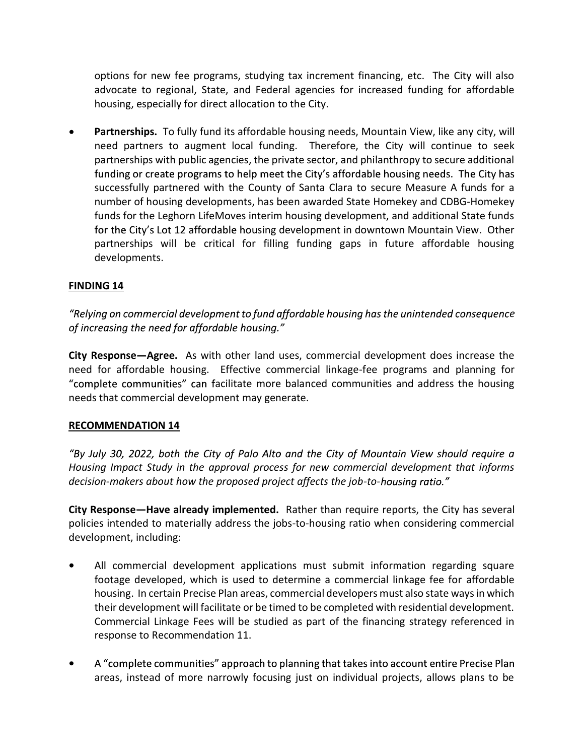options for new fee programs, studying tax increment financing, etc. The City will also advocate to regional, State, and Federal agencies for increased funding for affordable housing, especially for direct allocation to the City.

- **Partnerships.** To fully fund its affordable housing needs, Mountain View, like any city, will need partners to augment local funding. Therefore, the City will continue to seek partnerships with public agencies, the private sector, and philanthropy to secure additional funding or create programs to help meet the City's affordable housing needs. The City has successfully partnered with the County of Santa Clara to secure Measure A funds for a number of housing developments, has been awarded State Homekey and CDBG-Homekey funds for the Leghorn LifeMoves interim housing development, and additional State funds for the City's Lot 12 affordable housing development in downtown Mountain View. Other partnerships will be critical for filling funding gaps in future affordable housing developments.

## FINDING 14

*"Relying on commercial development to fund affordable housing has the unintended consequence of increasing the need for affordable housing."*

**City Response—Agree.** As with other land uses, commercial development does increase the need for affordable housing. Effective commercial linkage-fee programs and planning for "complete communities" can facilitate more balanced communities and address the housing needs that commercial development may generate.

## RECOMMENDATION 14

*"By July 30, 2022, both the City of Palo Alto and the City of Mountain View should require a Housing Impact Study in the approval process for new commercial development that informs decision-makers about how the proposed project affects the job-to-housing ratio."*

**City Response—Have already implemented.** Rather than require reports, the City has several policies intended to materially address the jobs-to-housing ratio when considering commercial development, including:

- All commercial development applications must submit information regarding square footage developed, which is used to determine a commercial linkage fee for affordable housing. In certain Precise Plan areas, commercial developers must also state ways in which their development will facilitate or be timed to be completed with residential development. Commercial Linkage Fees will be studied as part of the financing strategy referenced in response to Recommendation 11.

- A "complete communities" approach to planning that takes into account entire Precise Plan areas, instead of more narrowly focusing just on individual projects, allows plans to be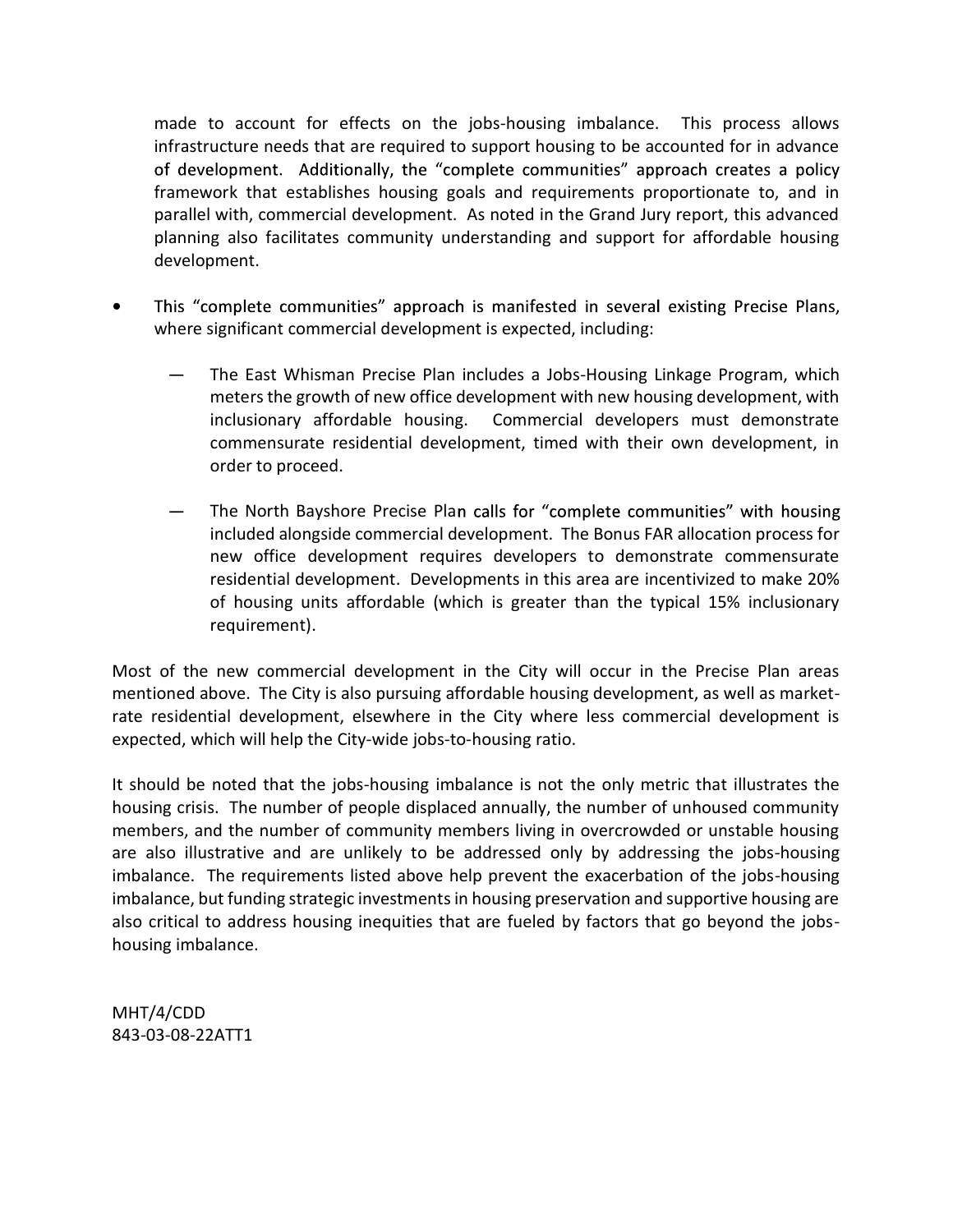made to account for effects on the jobs-housing imbalance. This process allows infrastructure needs that are required to support housing to be accounted for in advance of development. Additionally, the "complete communities" approach creates a policy framework that establishes housing goals and requirements proportionate to, and in parallel with, commercial development. As noted in the Grand Jury report, this advanced planning also facilitates community understanding and support for affordable housing development.

- This "complete communities" approach is manifested in several existing Precise Plans, where significant commercial development is expected, including:

  — The East Whisman Precise Plan includes a Jobs-Housing Linkage Program, which meters the growth of new office development with new housing development, with inclusionary affordable housing. Commercial developers must demonstrate commensurate residential development, timed with their own development, in order to proceed.

  — The North Bayshore Precise Plan calls for "complete communities" with housing included alongside commercial development. The Bonus FAR allocation process for new office development requires developers to demonstrate commensurate residential development. Developments in this area are incentivized to make 20% of housing units affordable (which is greater than the typical 15% inclusionary requirement).

Most of the new commercial development in the City will occur in the Precise Plan areas mentioned above. The City is also pursuing affordable housing development, as well as market-rate residential development, elsewhere in the City where less commercial development is expected, which will help the City-wide jobs-to-housing ratio.

It should be noted that the jobs-housing imbalance is not the only metric that illustrates the housing crisis. The number of people displaced annually, the number of unhoused community members, and the number of community members living in overcrowded or unstable housing are also illustrative and are unlikely to be addressed only by addressing the jobs-housing imbalance. The requirements listed above help prevent the exacerbation of the jobs-housing imbalance, but funding strategic investments in housing preservation and supportive housing are also critical to address housing inequities that are fueled by factors that go beyond the jobs-housing imbalance.

MHT/4/CDD
843-03-08-22ATT1